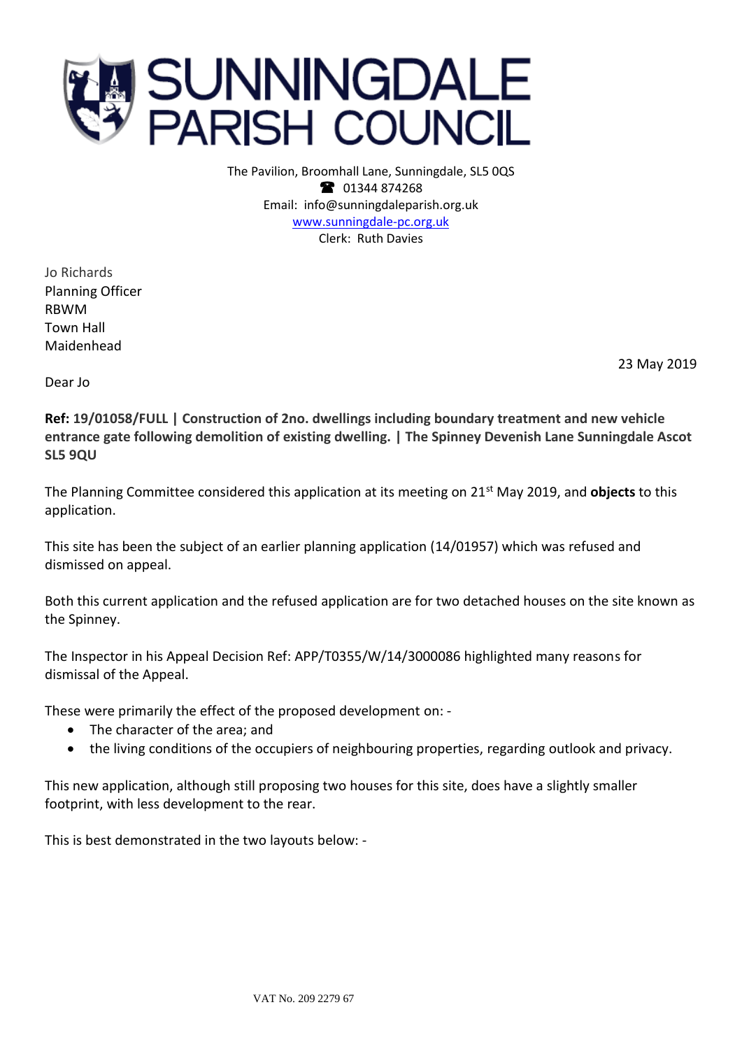# SUNNINGDALE PARISH COUNCIL

The Pavilion, Broomhall Lane, Sunningdale, SL5 0QS
☎ 01344 874268
Email: info@sunningdaleparish.org.uk
www.sunningdale-pc.org.uk
Clerk: Ruth Davies

Jo Richards
Planning Officer
RBWM
Town Hall
Maidenhead

23 May 2019

Dear Jo

**Ref: 19/01058/FULL | Construction of 2no. dwellings including boundary treatment and new vehicle entrance gate following demolition of existing dwelling. | The Spinney Devenish Lane Sunningdale Ascot SL5 9QU**

The Planning Committee considered this application at its meeting on 21st May 2019, and **objects** to this application.

This site has been the subject of an earlier planning application (14/01957) which was refused and dismissed on appeal.

Both this current application and the refused application are for two detached houses on the site known as the Spinney.

The Inspector in his Appeal Decision Ref: APP/T0355/W/14/3000086 highlighted many reasons for dismissal of the Appeal.

These were primarily the effect of the proposed development on: -

- The character of the area; and
- the living conditions of the occupiers of neighbouring properties, regarding outlook and privacy.

This new application, although still proposing two houses for this site, does have a slightly smaller footprint, with less development to the rear.

This is best demonstrated in the two layouts below: -

VAT No. 209 2279 67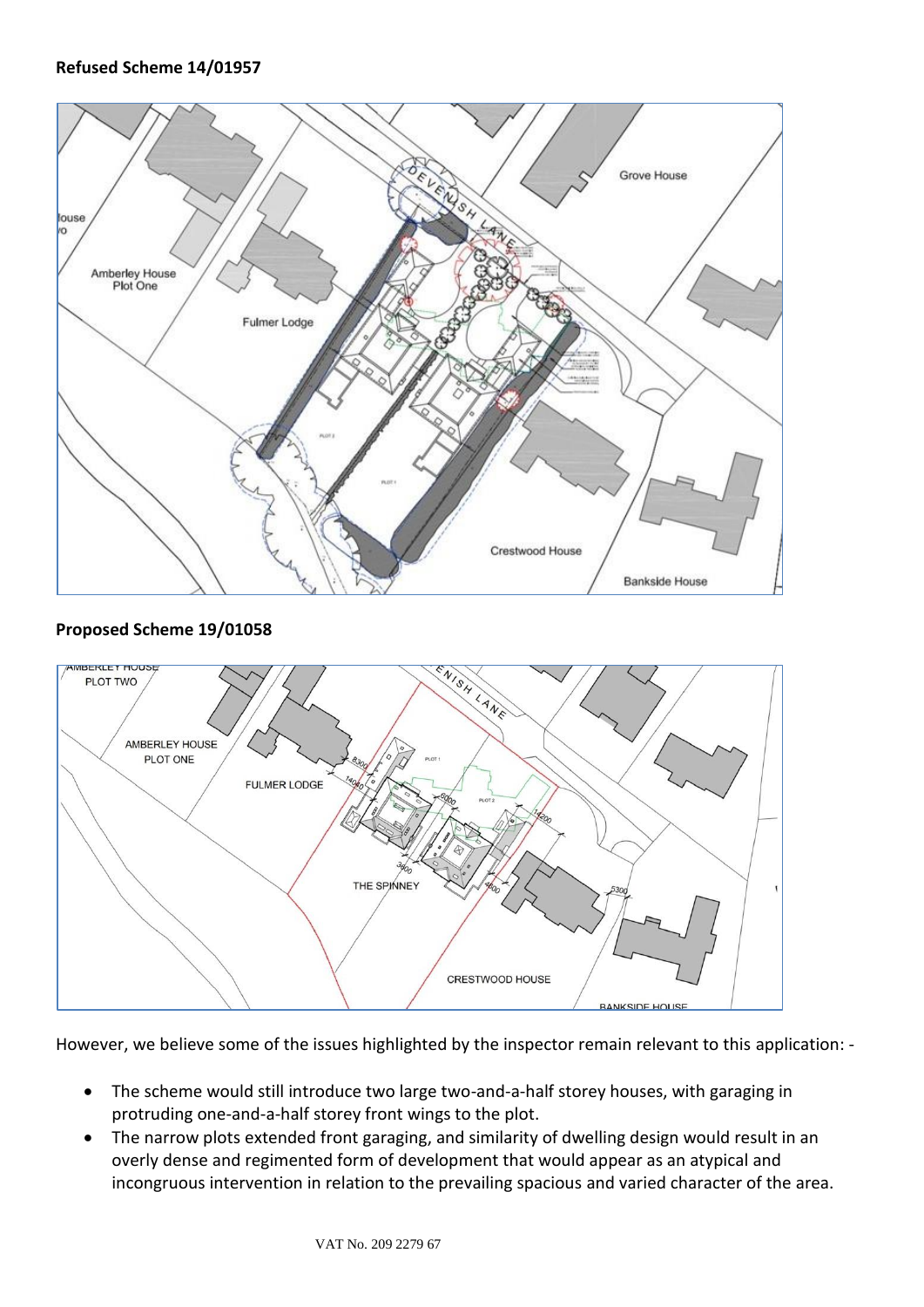**Refused Scheme 14/01957**

**Proposed Scheme 19/01058**

However, we believe some of the issues highlighted by the inspector remain relevant to this application: -

- The scheme would still introduce two large two-and-a-half storey houses, with garaging in protruding one-and-a-half storey front wings to the plot.
- The narrow plots extended front garaging, and similarity of dwelling design would result in an overly dense and regimented form of development that would appear as an atypical and incongruous intervention in relation to the prevailing spacious and varied character of the area.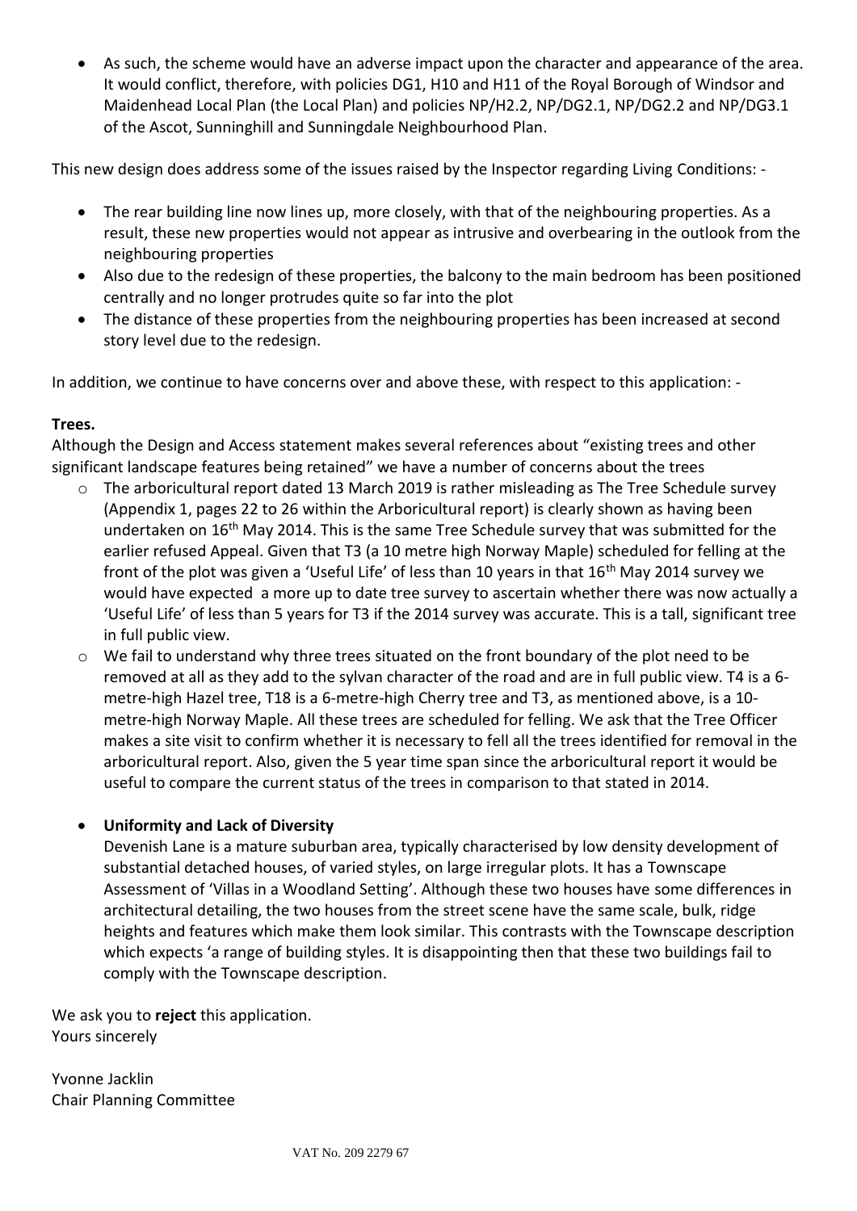- As such, the scheme would have an adverse impact upon the character and appearance of the area. It would conflict, therefore, with policies DG1, H10 and H11 of the Royal Borough of Windsor and Maidenhead Local Plan (the Local Plan) and policies NP/H2.2, NP/DG2.1, NP/DG2.2 and NP/DG3.1 of the Ascot, Sunninghill and Sunningdale Neighbourhood Plan.

This new design does address some of the issues raised by the Inspector regarding Living Conditions: -

- The rear building line now lines up, more closely, with that of the neighbouring properties. As a result, these new properties would not appear as intrusive and overbearing in the outlook from the neighbouring properties
- Also due to the redesign of these properties, the balcony to the main bedroom has been positioned centrally and no longer protrudes quite so far into the plot
- The distance of these properties from the neighbouring properties has been increased at second story level due to the redesign.

In addition, we continue to have concerns over and above these, with respect to this application: -

**Trees.**

Although the Design and Access statement makes several references about "existing trees and other significant landscape features being retained" we have a number of concerns about the trees

- The arboricultural report dated 13 March 2019 is rather misleading as The Tree Schedule survey (Appendix 1, pages 22 to 26 within the Arboricultural report) is clearly shown as having been undertaken on 16th May 2014. This is the same Tree Schedule survey that was submitted for the earlier refused Appeal. Given that T3 (a 10 metre high Norway Maple) scheduled for felling at the front of the plot was given a 'Useful Life' of less than 10 years in that 16th May 2014 survey we would have expected a more up to date tree survey to ascertain whether there was now actually a 'Useful Life' of less than 5 years for T3 if the 2014 survey was accurate. This is a tall, significant tree in full public view.
- We fail to understand why three trees situated on the front boundary of the plot need to be removed at all as they add to the sylvan character of the road and are in full public view. T4 is a 6-metre-high Hazel tree, T18 is a 6-metre-high Cherry tree and T3, as mentioned above, is a 10-metre-high Norway Maple. All these trees are scheduled for felling. We ask that the Tree Officer makes a site visit to confirm whether it is necessary to fell all the trees identified for removal in the arboricultural report. Also, given the 5 year time span since the arboricultural report it would be useful to compare the current status of the trees in comparison to that stated in 2014.

- **Uniformity and Lack of Diversity**

  Devenish Lane is a mature suburban area, typically characterised by low density development of substantial detached houses, of varied styles, on large irregular plots. It has a Townscape Assessment of 'Villas in a Woodland Setting'. Although these two houses have some differences in architectural detailing, the two houses from the street scene have the same scale, bulk, ridge heights and features which make them look similar. This contrasts with the Townscape description which expects 'a range of building styles. It is disappointing then that these two buildings fail to comply with the Townscape description.

We ask you to **reject** this application.
Yours sincerely

Yvonne Jacklin
Chair Planning Committee

VAT No. 209 2279 67